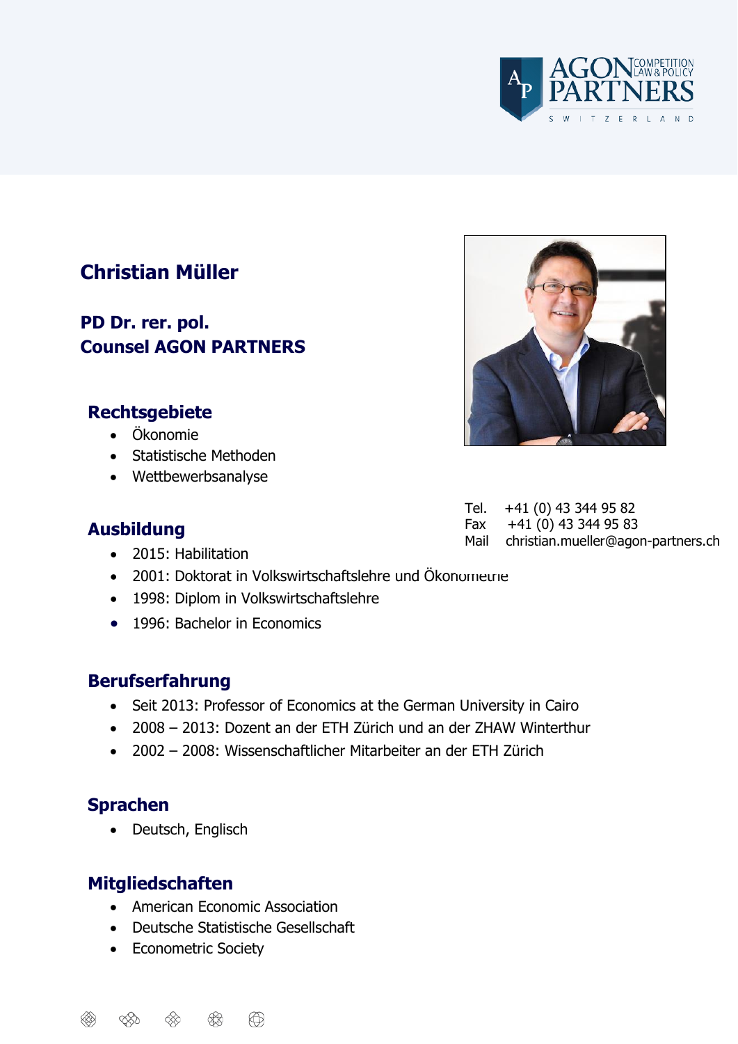# Christian Müller

**PD Dr. rer. pol.**
**Counsel AGON PARTNERS**

Tel. +41 (0) 43 344 95 82
Fax +41 (0) 43 344 95 83
Mail christian.mueller@agon-partners.ch

## Rechtsgebiete

- Ökonomie
- Statistische Methoden
- Wettbewerbsanalyse

## Ausbildung

- 2015: Habilitation
- 2001: Doktorat in Volkswirtschaftslehre und Ökonometrie
- 1998: Diplom in Volkswirtschaftslehre
- 1996: Bachelor in Economics

## Berufserfahrung

- Seit 2013: Professor of Economics at the German University in Cairo
- 2008 – 2013: Dozent an der ETH Zürich und an der ZHAW Winterthur
- 2002 – 2008: Wissenschaftlicher Mitarbeiter an der ETH Zürich

## Sprachen

- Deutsch, Englisch

## Mitgliedschaften

- American Economic Association
- Deutsche Statistische Gesellschaft
- Econometric Society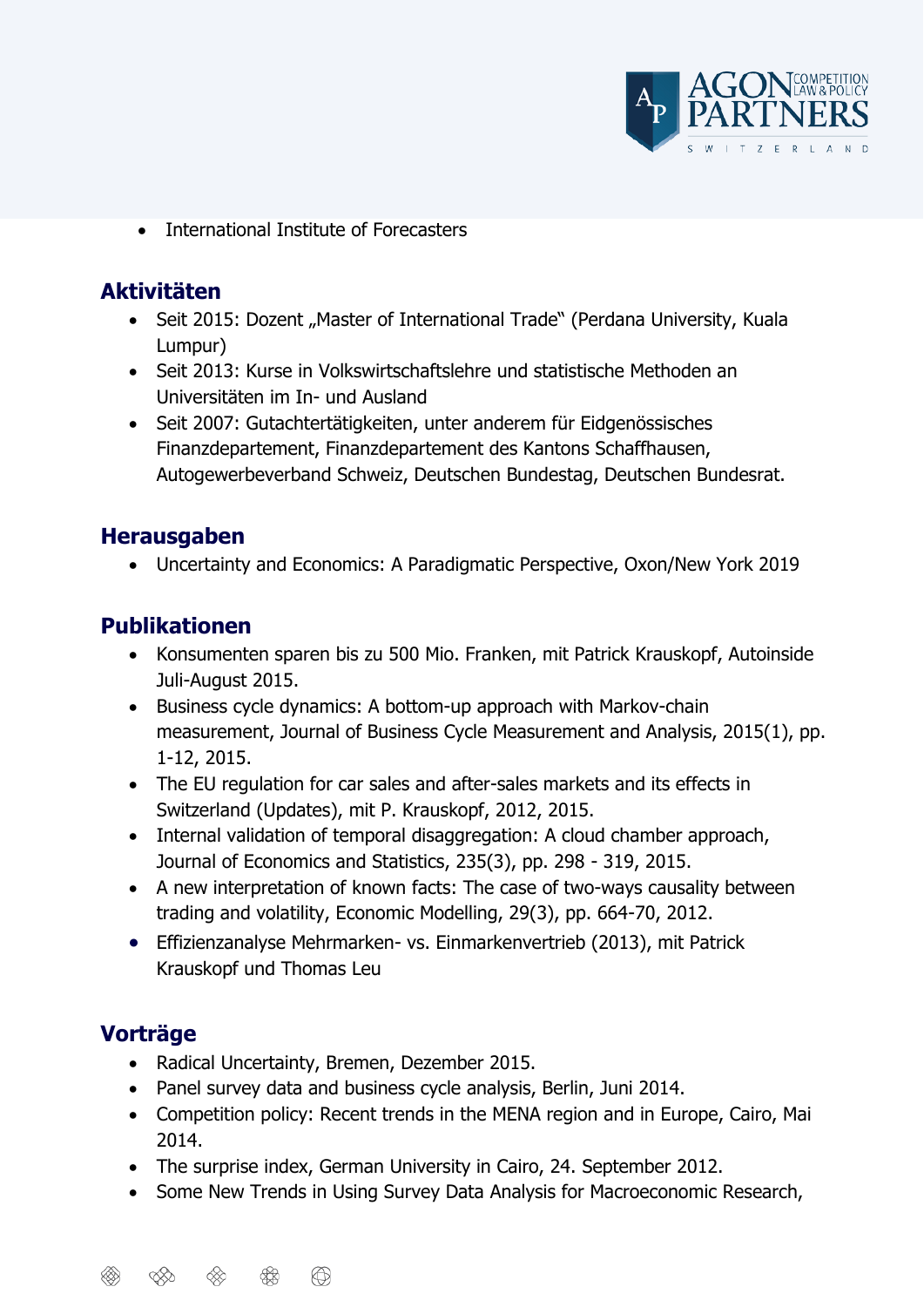- International Institute of Forecasters

## Aktivitäten

- Seit 2015: Dozent „Master of International Trade" (Perdana University, Kuala Lumpur)
- Seit 2013: Kurse in Volkswirtschaftslehre und statistische Methoden an Universitäten im In- und Ausland
- Seit 2007: Gutachtertätigkeiten, unter anderem für Eidgenössisches Finanzdepartement, Finanzdepartement des Kantons Schaffhausen, Autogewerbeverband Schweiz, Deutschen Bundestag, Deutschen Bundesrat.

## Herausgaben

- Uncertainty and Economics: A Paradigmatic Perspective, Oxon/New York 2019

## Publikationen

- Konsumenten sparen bis zu 500 Mio. Franken, mit Patrick Krauskopf, Autoinside Juli-August 2015.
- Business cycle dynamics: A bottom-up approach with Markov-chain measurement, Journal of Business Cycle Measurement and Analysis, 2015(1), pp. 1-12, 2015.
- The EU regulation for car sales and after-sales markets and its effects in Switzerland (Updates), mit P. Krauskopf, 2012, 2015.
- Internal validation of temporal disaggregation: A cloud chamber approach, Journal of Economics and Statistics, 235(3), pp. 298 - 319, 2015.
- A new interpretation of known facts: The case of two-ways causality between trading and volatility, Economic Modelling, 29(3), pp. 664-70, 2012.
- Effizienzanalyse Mehrmarken- vs. Einmarkenvertrieb (2013), mit Patrick Krauskopf und Thomas Leu

## Vorträge

- Radical Uncertainty, Bremen, Dezember 2015.
- Panel survey data and business cycle analysis, Berlin, Juni 2014.
- Competition policy: Recent trends in the MENA region and in Europe, Cairo, Mai 2014.
- The surprise index, German University in Cairo, 24. September 2012.
- Some New Trends in Using Survey Data Analysis for Macroeconomic Research,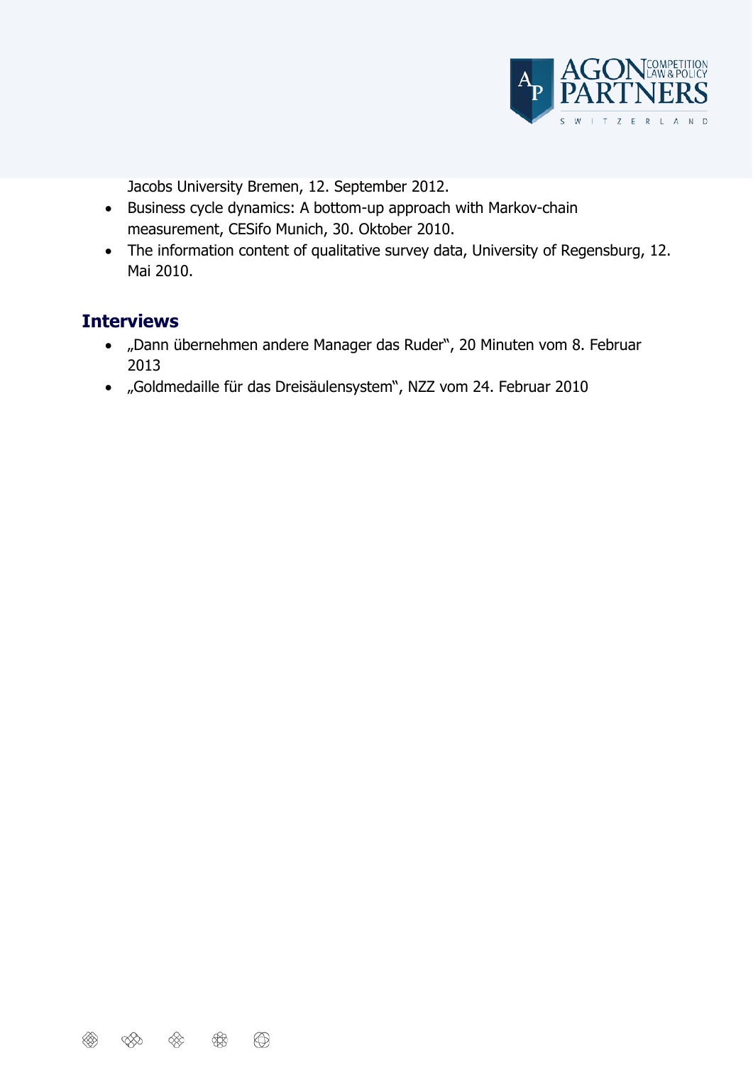Jacobs University Bremen, 12. September 2012.

- Business cycle dynamics: A bottom-up approach with Markov-chain measurement, CESifo Munich, 30. Oktober 2010.
- The information content of qualitative survey data, University of Regensburg, 12. Mai 2010.

## Interviews

- „Dann übernehmen andere Manager das Ruder", 20 Minuten vom 8. Februar 2013
- „Goldmedaille für das Dreisäulensystem", NZZ vom 24. Februar 2010